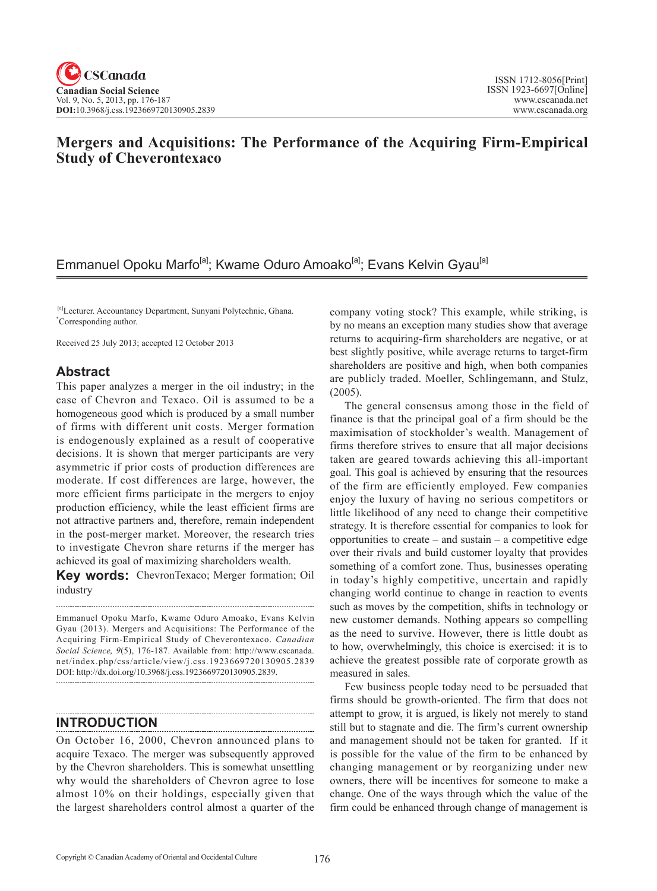# Mergers and Acquisitions: The Performance of the Acquiring Firm-Empirical Study of Cheverontexaco

Emmanuel Opoku Marfo[a]; Kwame Oduro Amoako[a]; Evans Kelvin Gyau[a]

[a]Lecturer. Accountancy Department, Sunyani Polytechnic, Ghana.
*Corresponding author.

Received 25 July 2013; accepted 12 October 2013

## Abstract

This paper analyzes a merger in the oil industry; in the case of Chevron and Texaco. Oil is assumed to be a homogeneous good which is produced by a small number of firms with different unit costs. Merger formation is endogenously explained as a result of cooperative decisions. It is shown that merger participants are very asymmetric if prior costs of production differences are moderate. If cost differences are large, however, the more efficient firms participate in the mergers to enjoy production efficiency, while the least efficient firms are not attractive partners and, therefore, remain independent in the post-merger market. Moreover, the research tries to investigate Chevron share returns if the merger has achieved its goal of maximizing shareholders wealth.

**Key words:** ChevronTexaco; Merger formation; Oil industry

Emmanuel Opoku Marfo, Kwame Oduro Amoako, Evans Kelvin Gyau (2013). Mergers and Acquisitions: The Performance of the Acquiring Firm-Empirical Study of Cheverontexaco. *Canadian Social Science, 9*(5), 176-187. Available from: http://www.cscanada.net/index.php/css/article/view/j.css.1923669720130905.2839 DOI: http://dx.doi.org/10.3968/j.css.1923669720130905.2839.

## INTRODUCTION

On October 16, 2000, Chevron announced plans to acquire Texaco. The merger was subsequently approved by the Chevron shareholders. This is somewhat unsettling why would the shareholders of Chevron agree to lose almost 10% on their holdings, especially given that the largest shareholders control almost a quarter of the company voting stock? This example, while striking, is by no means an exception many studies show that average returns to acquiring-firm shareholders are negative, or at best slightly positive, while average returns to target-firm shareholders are positive and high, when both companies are publicly traded. Moeller, Schlingemann, and Stulz, (2005).

The general consensus among those in the field of finance is that the principal goal of a firm should be the maximisation of stockholder's wealth. Management of firms therefore strives to ensure that all major decisions taken are geared towards achieving this all-important goal. This goal is achieved by ensuring that the resources of the firm are efficiently employed. Few companies enjoy the luxury of having no serious competitors or little likelihood of any need to change their competitive strategy. It is therefore essential for companies to look for opportunities to create – and sustain – a competitive edge over their rivals and build customer loyalty that provides something of a comfort zone. Thus, businesses operating in today's highly competitive, uncertain and rapidly changing world continue to change in reaction to events such as moves by the competition, shifts in technology or new customer demands. Nothing appears so compelling as the need to survive. However, there is little doubt as to how, overwhelmingly, this choice is exercised: it is to achieve the greatest possible rate of corporate growth as measured in sales.

Few business people today need to be persuaded that firms should be growth-oriented. The firm that does not attempt to grow, it is argued, is likely not merely to stand still but to stagnate and die. The firm's current ownership and management should not be taken for granted. If it is possible for the value of the firm to be enhanced by changing management or by reorganizing under new owners, there will be incentives for someone to make a change. One of the ways through which the value of the firm could be enhanced through change of management is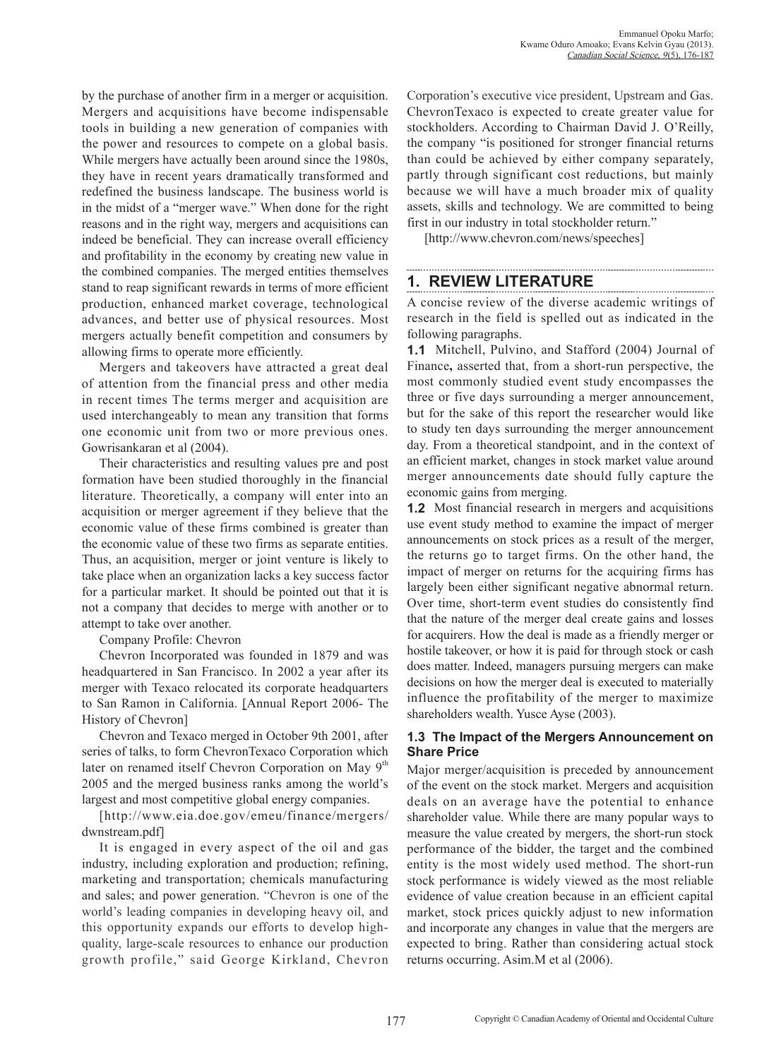by the purchase of another firm in a merger or acquisition. Mergers and acquisitions have become indispensable tools in building a new generation of companies with the power and resources to compete on a global basis. While mergers have actually been around since the 1980s, they have in recent years dramatically transformed and redefined the business landscape. The business world is in the midst of a "merger wave." When done for the right reasons and in the right way, mergers and acquisitions can indeed be beneficial. They can increase overall efficiency and profitability in the economy by creating new value in the combined companies. The merged entities themselves stand to reap significant rewards in terms of more efficient production, enhanced market coverage, technological advances, and better use of physical resources. Most mergers actually benefit competition and consumers by allowing firms to operate more efficiently.

Mergers and takeovers have attracted a great deal of attention from the financial press and other media in recent times The terms merger and acquisition are used interchangeably to mean any transition that forms one economic unit from two or more previous ones. Gowrisankaran et al (2004).

Their characteristics and resulting values pre and post formation have been studied thoroughly in the financial literature. Theoretically, a company will enter into an acquisition or merger agreement if they believe that the economic value of these firms combined is greater than the economic value of these two firms as separate entities. Thus, an acquisition, merger or joint venture is likely to take place when an organization lacks a key success factor for a particular market. It should be pointed out that it is not a company that decides to merge with another or to attempt to take over another.

Company Profile: Chevron

Chevron Incorporated was founded in 1879 and was headquartered in San Francisco. In 2002 a year after its merger with Texaco relocated its corporate headquarters to San Ramon in California. [Annual Report 2006- The History of Chevron]

Chevron and Texaco merged in October 9th 2001, after series of talks, to form ChevronTexaco Corporation which later on renamed itself Chevron Corporation on May 9th 2005 and the merged business ranks among the world's largest and most competitive global energy companies.

[http://www.eia.doe.gov/emeu/finance/mergers/dwnstream.pdf]

It is engaged in every aspect of the oil and gas industry, including exploration and production; refining, marketing and transportation; chemicals manufacturing and sales; and power generation. "Chevron is one of the world's leading companies in developing heavy oil, and this opportunity expands our efforts to develop high-quality, large-scale resources to enhance our production growth profile," said George Kirkland, Chevron Corporation's executive vice president, Upstream and Gas. ChevronTexaco is expected to create greater value for stockholders. According to Chairman David J. O'Reilly, the company "is positioned for stronger financial returns than could be achieved by either company separately, partly through significant cost reductions, but mainly because we will have a much broader mix of quality assets, skills and technology. We are committed to being first in our industry in total stockholder return."

[http://www.chevron.com/news/speeches]

## 1. REVIEW LITERATURE

A concise review of the diverse academic writings of research in the field is spelled out as indicated in the following paragraphs.

**1.1** Mitchell, Pulvino, and Stafford (2004) Journal of Finance**,** asserted that, from a short-run perspective, the most commonly studied event study encompasses the three or five days surrounding a merger announcement, but for the sake of this report the researcher would like to study ten days surrounding the merger announcement day. From a theoretical standpoint, and in the context of an efficient market, changes in stock market value around merger announcements date should fully capture the economic gains from merging.

**1.2** Most financial research in mergers and acquisitions use event study method to examine the impact of merger announcements on stock prices as a result of the merger, the returns go to target firms. On the other hand, the impact of merger on returns for the acquiring firms has largely been either significant negative abnormal return. Over time, short-term event studies do consistently find that the nature of the merger deal create gains and losses for acquirers. How the deal is made as a friendly merger or hostile takeover, or how it is paid for through stock or cash does matter. Indeed, managers pursuing mergers can make decisions on how the merger deal is executed to materially influence the profitability of the merger to maximize shareholders wealth. Yusce Ayse (2003).

### 1.3 The Impact of the Mergers Announcement on Share Price

Major merger/acquisition is preceded by announcement of the event on the stock market. Mergers and acquisition deals on an average have the potential to enhance shareholder value. While there are many popular ways to measure the value created by mergers, the short-run stock performance of the bidder, the target and the combined entity is the most widely used method. The short-run stock performance is widely viewed as the most reliable evidence of value creation because in an efficient capital market, stock prices quickly adjust to new information and incorporate any changes in value that the mergers are expected to bring. Rather than considering actual stock returns occurring. Asim.M et al (2006).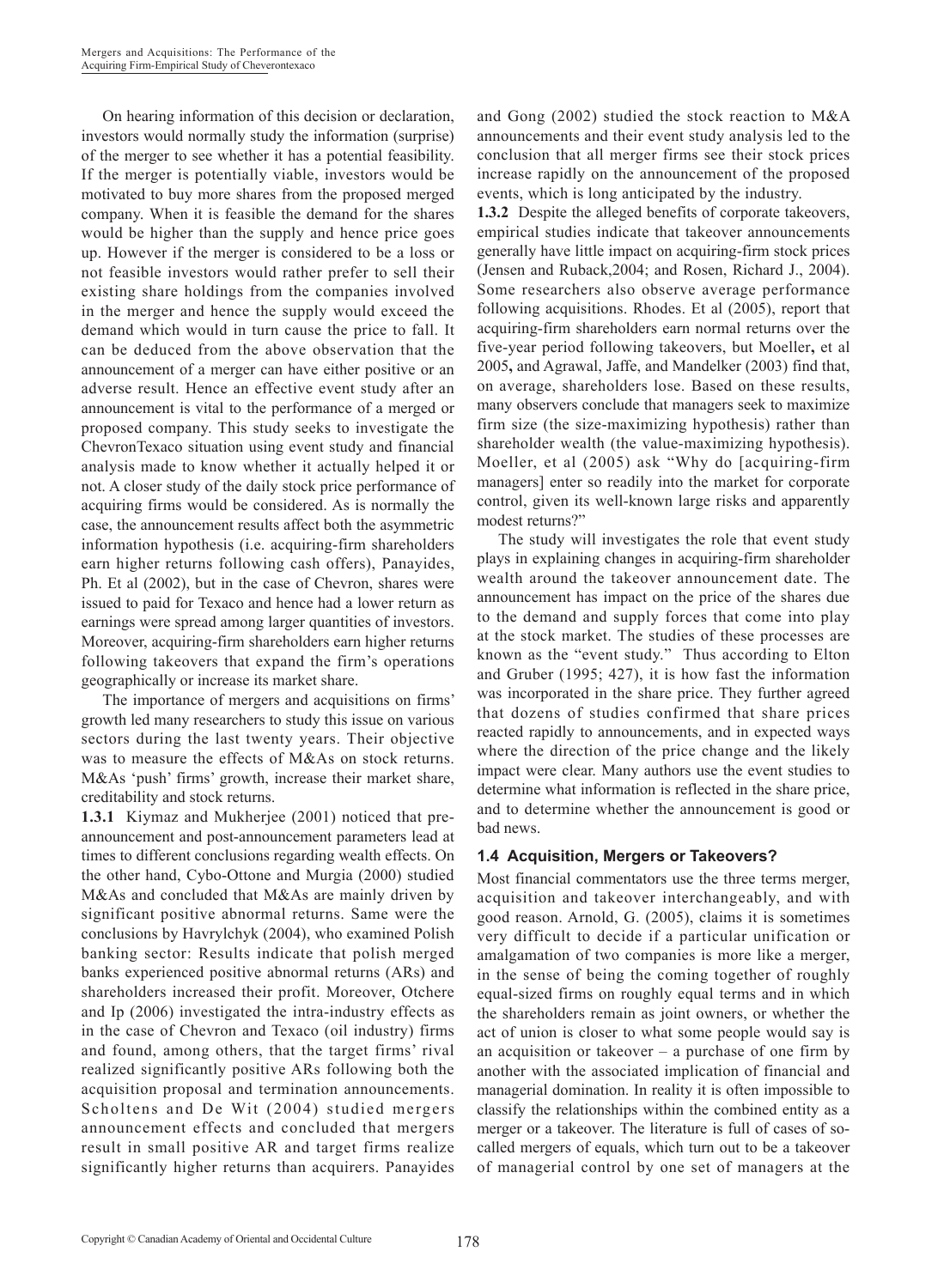On hearing information of this decision or declaration, investors would normally study the information (surprise) of the merger to see whether it has a potential feasibility. If the merger is potentially viable, investors would be motivated to buy more shares from the proposed merged company. When it is feasible the demand for the shares would be higher than the supply and hence price goes up. However if the merger is considered to be a loss or not feasible investors would rather prefer to sell their existing share holdings from the companies involved in the merger and hence the supply would exceed the demand which would in turn cause the price to fall. It can be deduced from the above observation that the announcement of a merger can have either positive or an adverse result. Hence an effective event study after an announcement is vital to the performance of a merged or proposed company. This study seeks to investigate the ChevronTexaco situation using event study and financial analysis made to know whether it actually helped it or not. A closer study of the daily stock price performance of acquiring firms would be considered. As is normally the case, the announcement results affect both the asymmetric information hypothesis (i.e. acquiring-firm shareholders earn higher returns following cash offers), Panayides, Ph. Et al (2002), but in the case of Chevron, shares were issued to paid for Texaco and hence had a lower return as earnings were spread among larger quantities of investors. Moreover, acquiring-firm shareholders earn higher returns following takeovers that expand the firm's operations geographically or increase its market share.

The importance of mergers and acquisitions on firms' growth led many researchers to study this issue on various sectors during the last twenty years. Their objective was to measure the effects of M&As on stock returns. M&As 'push' firms' growth, increase their market share, creditability and stock returns.

**1.3.1** Kiymaz and Mukherjee (2001) noticed that pre-announcement and post-announcement parameters lead at times to different conclusions regarding wealth effects. On the other hand, Cybo-Ottone and Murgia (2000) studied M&As and concluded that M&As are mainly driven by significant positive abnormal returns. Same were the conclusions by Havrylchyk (2004), who examined Polish banking sector: Results indicate that polish merged banks experienced positive abnormal returns (ARs) and shareholders increased their profit. Moreover, Otchere and Ip (2006) investigated the intra-industry effects as in the case of Chevron and Texaco (oil industry) firms and found, among others, that the target firms' rival realized significantly positive ARs following both the acquisition proposal and termination announcements. Scholtens and De Wit (2004) studied mergers announcement effects and concluded that mergers result in small positive AR and target firms realize significantly higher returns than acquirers. Panayides and Gong (2002) studied the stock reaction to M&A announcements and their event study analysis led to the conclusion that all merger firms see their stock prices increase rapidly on the announcement of the proposed events, which is long anticipated by the industry.

**1.3.2** Despite the alleged benefits of corporate takeovers, empirical studies indicate that takeover announcements generally have little impact on acquiring-firm stock prices (Jensen and Ruback,2004; and Rosen, Richard J., 2004). Some researchers also observe average performance following acquisitions. Rhodes. Et al (2005), report that acquiring-firm shareholders earn normal returns over the five-year period following takeovers, but Moeller**,** et al 2005**,** and Agrawal, Jaffe, and Mandelker (2003) find that, on average, shareholders lose. Based on these results, many observers conclude that managers seek to maximize firm size (the size-maximizing hypothesis) rather than shareholder wealth (the value-maximizing hypothesis). Moeller, et al (2005) ask "Why do [acquiring-firm managers] enter so readily into the market for corporate control, given its well-known large risks and apparently modest returns?"

The study will investigates the role that event study plays in explaining changes in acquiring-firm shareholder wealth around the takeover announcement date. The announcement has impact on the price of the shares due to the demand and supply forces that come into play at the stock market. The studies of these processes are known as the "event study." Thus according to Elton and Gruber (1995; 427), it is how fast the information was incorporated in the share price. They further agreed that dozens of studies confirmed that share prices reacted rapidly to announcements, and in expected ways where the direction of the price change and the likely impact were clear. Many authors use the event studies to determine what information is reflected in the share price, and to determine whether the announcement is good or bad news.

### 1.4 Acquisition, Mergers or Takeovers?

Most financial commentators use the three terms merger, acquisition and takeover interchangeably, and with good reason. Arnold, G. (2005), claims it is sometimes very difficult to decide if a particular unification or amalgamation of two companies is more like a merger, in the sense of being the coming together of roughly equal-sized firms on roughly equal terms and in which the shareholders remain as joint owners, or whether the act of union is closer to what some people would say is an acquisition or takeover – a purchase of one firm by another with the associated implication of financial and managerial domination. In reality it is often impossible to classify the relationships within the combined entity as a merger or a takeover. The literature is full of cases of so-called mergers of equals, which turn out to be a takeover of managerial control by one set of managers at the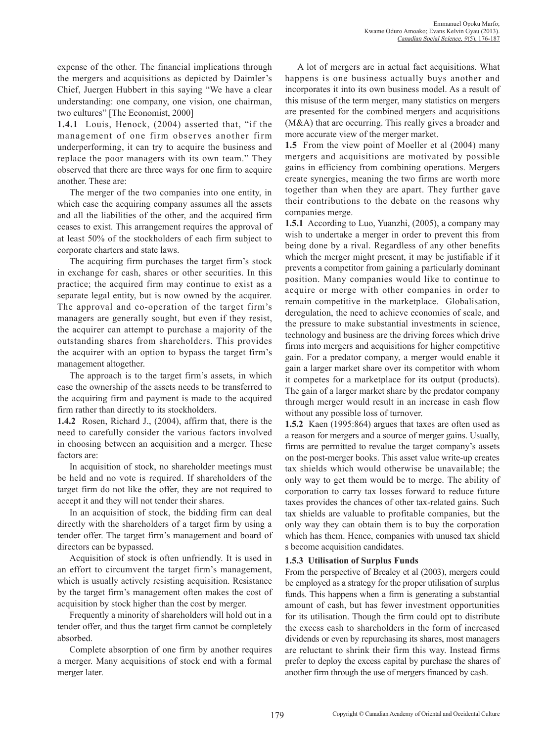expense of the other. The financial implications through the mergers and acquisitions as depicted by Daimler's Chief, Juergen Hubbert in this saying "We have a clear understanding: one company, one vision, one chairman, two cultures" [The Economist, 2000]

**1.4.1** Louis, Henock, (2004) asserted that, "if the management of one firm observes another firm underperforming, it can try to acquire the business and replace the poor managers with its own team." They observed that there are three ways for one firm to acquire another. These are:

The merger of the two companies into one entity, in which case the acquiring company assumes all the assets and all the liabilities of the other, and the acquired firm ceases to exist. This arrangement requires the approval of at least 50% of the stockholders of each firm subject to corporate charters and state laws.

The acquiring firm purchases the target firm's stock in exchange for cash, shares or other securities. In this practice; the acquired firm may continue to exist as a separate legal entity, but is now owned by the acquirer. The approval and co-operation of the target firm's managers are generally sought, but even if they resist, the acquirer can attempt to purchase a majority of the outstanding shares from shareholders. This provides the acquirer with an option to bypass the target firm's management altogether.

The approach is to the target firm's assets, in which case the ownership of the assets needs to be transferred to the acquiring firm and payment is made to the acquired firm rather than directly to its stockholders.

**1.4.2** Rosen, Richard J., (2004), affirm that, there is the need to carefully consider the various factors involved in choosing between an acquisition and a merger. These factors are:

In acquisition of stock, no shareholder meetings must be held and no vote is required. If shareholders of the target firm do not like the offer, they are not required to accept it and they will not tender their shares.

In an acquisition of stock, the bidding firm can deal directly with the shareholders of a target firm by using a tender offer. The target firm's management and board of directors can be bypassed.

Acquisition of stock is often unfriendly. It is used in an effort to circumvent the target firm's management, which is usually actively resisting acquisition. Resistance by the target firm's management often makes the cost of acquisition by stock higher than the cost by merger.

Frequently a minority of shareholders will hold out in a tender offer, and thus the target firm cannot be completely absorbed.

Complete absorption of one firm by another requires a merger. Many acquisitions of stock end with a formal merger later.

A lot of mergers are in actual fact acquisitions. What happens is one business actually buys another and incorporates it into its own business model. As a result of this misuse of the term merger, many statistics on mergers are presented for the combined mergers and acquisitions (M&A) that are occurring. This really gives a broader and more accurate view of the merger market.

**1.5** From the view point of Moeller et al (2004) many mergers and acquisitions are motivated by possible gains in efficiency from combining operations. Mergers create synergies, meaning the two firms are worth more together than when they are apart. They further gave their contributions to the debate on the reasons why companies merge.

**1.5.1** According to Luo, Yuanzhi, (2005), a company may wish to undertake a merger in order to prevent this from being done by a rival. Regardless of any other benefits which the merger might present, it may be justifiable if it prevents a competitor from gaining a particularly dominant position. Many companies would like to continue to acquire or merge with other companies in order to remain competitive in the marketplace. Globalisation, deregulation, the need to achieve economies of scale, and the pressure to make substantial investments in science, technology and business are the driving forces which drive firms into mergers and acquisitions for higher competitive gain. For a predator company, a merger would enable it gain a larger market share over its competitor with whom it competes for a marketplace for its output (products). The gain of a larger market share by the predator company through merger would result in an increase in cash flow without any possible loss of turnover.

**1.5.2** Kaen (1995:864) argues that taxes are often used as a reason for mergers and a source of merger gains. Usually, firms are permitted to revalue the target company's assets on the post-merger books. This asset value write-up creates tax shields which would otherwise be unavailable; the only way to get them would be to merge. The ability of corporation to carry tax losses forward to reduce future taxes provides the chances of other tax-related gains. Such tax shields are valuable to profitable companies, but the only way they can obtain them is to buy the corporation which has them. Hence, companies with unused tax shield s become acquisition candidates.

### 1.5.3 Utilisation of Surplus Funds

From the perspective of Brealey et al (2003), mergers could be employed as a strategy for the proper utilisation of surplus funds. This happens when a firm is generating a substantial amount of cash, but has fewer investment opportunities for its utilisation. Though the firm could opt to distribute the excess cash to shareholders in the form of increased dividends or even by repurchasing its shares, most managers are reluctant to shrink their firm this way. Instead firms prefer to deploy the excess capital by purchase the shares of another firm through the use of mergers financed by cash.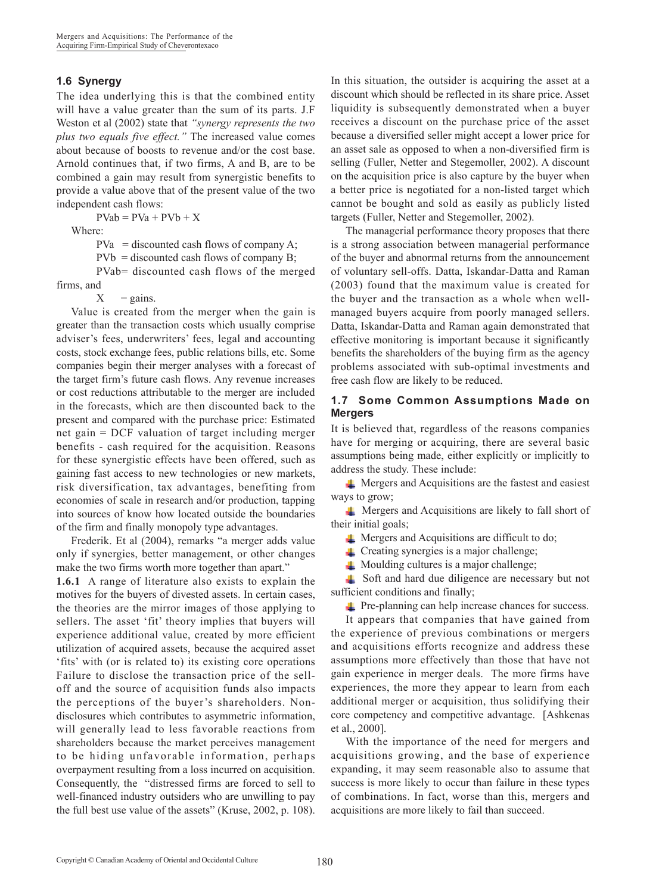### 1.6 Synergy

The idea underlying this is that the combined entity will have a value greater than the sum of its parts. J.F Weston et al (2002) state that *"synergy represents the two plus two equals five effect."* The increased value comes about because of boosts to revenue and/or the cost base. Arnold continues that, if two firms, A and B, are to be combined a gain may result from synergistic benefits to provide a value above that of the present value of the two independent cash flows:

$$PVab = PVa + PVb + X$$

Where:

PVa = discounted cash flows of company A;

PVb = discounted cash flows of company B;

PVab= discounted cash flows of the merged firms, and

X = gains.

Value is created from the merger when the gain is greater than the transaction costs which usually comprise adviser's fees, underwriters' fees, legal and accounting costs, stock exchange fees, public relations bills, etc. Some companies begin their merger analyses with a forecast of the target firm's future cash flows. Any revenue increases or cost reductions attributable to the merger are included in the forecasts, which are then discounted back to the present and compared with the purchase price: Estimated net gain = DCF valuation of target including merger benefits - cash required for the acquisition. Reasons for these synergistic effects have been offered, such as gaining fast access to new technologies or new markets, risk diversification, tax advantages, benefiting from economies of scale in research and/or production, tapping into sources of know how located outside the boundaries of the firm and finally monopoly type advantages.

Frederik. Et al (2004), remarks "a merger adds value only if synergies, better management, or other changes make the two firms worth more together than apart."

**1.6.1** A range of literature also exists to explain the motives for the buyers of divested assets. In certain cases, the theories are the mirror images of those applying to sellers. The asset 'fit' theory implies that buyers will experience additional value, created by more efficient utilization of acquired assets, because the acquired asset 'fits' with (or is related to) its existing core operations Failure to disclose the transaction price of the sell-off and the source of acquisition funds also impacts the perceptions of the buyer's shareholders. Non-disclosures which contributes to asymmetric information, will generally lead to less favorable reactions from shareholders because the market perceives management to be hiding unfavorable information, perhaps overpayment resulting from a loss incurred on acquisition. Consequently, the "distressed firms are forced to sell to well-financed industry outsiders who are unwilling to pay the full best use value of the assets" (Kruse, 2002, p. 108). In this situation, the outsider is acquiring the asset at a discount which should be reflected in its share price. Asset liquidity is subsequently demonstrated when a buyer receives a discount on the purchase price of the asset because a diversified seller might accept a lower price for an asset sale as opposed to when a non-diversified firm is selling (Fuller, Netter and Stegemoller, 2002). A discount on the acquisition price is also capture by the buyer when a better price is negotiated for a non-listed target which cannot be bought and sold as easily as publicly listed targets (Fuller, Netter and Stegemoller, 2002).

The managerial performance theory proposes that there is a strong association between managerial performance of the buyer and abnormal returns from the announcement of voluntary sell-offs. Datta, Iskandar-Datta and Raman (2003) found that the maximum value is created for the buyer and the transaction as a whole when well-managed buyers acquire from poorly managed sellers. Datta, Iskandar-Datta and Raman again demonstrated that effective monitoring is important because it significantly benefits the shareholders of the buying firm as the agency problems associated with sub-optimal investments and free cash flow are likely to be reduced.

### 1.7 Some Common Assumptions Made on Mergers

It is believed that, regardless of the reasons companies have for merging or acquiring, there are several basic assumptions being made, either explicitly or implicitly to address the study. These include:

- Mergers and Acquisitions are the fastest and easiest ways to grow;
- Mergers and Acquisitions are likely to fall short of their initial goals;
- Mergers and Acquisitions are difficult to do;
- Creating synergies is a major challenge;
- Moulding cultures is a major challenge;
- Soft and hard due diligence are necessary but not sufficient conditions and finally;
- Pre-planning can help increase chances for success.

It appears that companies that have gained from the experience of previous combinations or mergers and acquisitions efforts recognize and address these assumptions more effectively than those that have not gain experience in merger deals. The more firms have experiences, the more they appear to learn from each additional merger or acquisition, thus solidifying their core competency and competitive advantage. [Ashkenas et al., 2000].

With the importance of the need for mergers and acquisitions growing, and the base of experience expanding, it may seem reasonable also to assume that success is more likely to occur than failure in these types of combinations. In fact, worse than this, mergers and acquisitions are more likely to fail than succeed.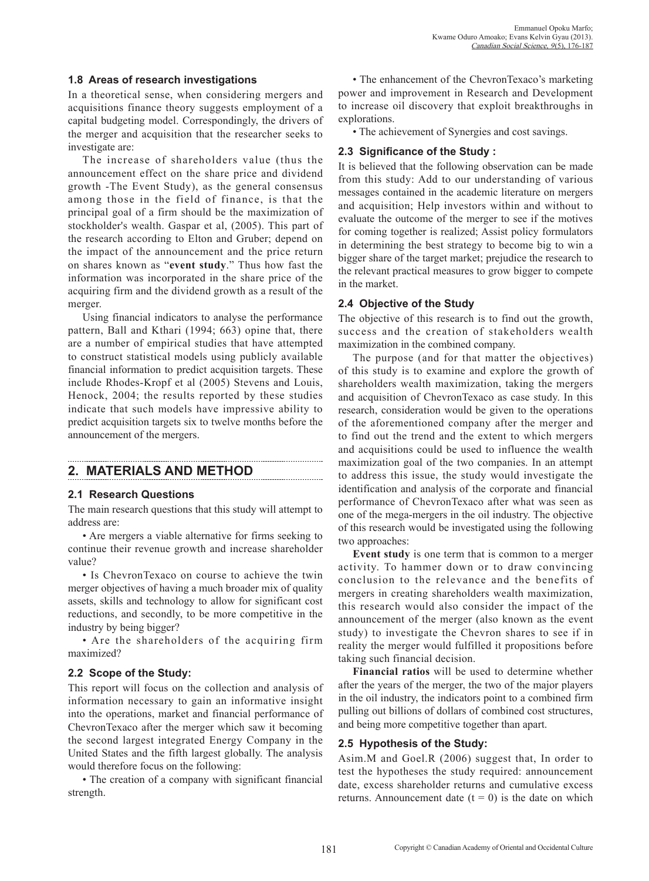### 1.8 Areas of research investigations

In a theoretical sense, when considering mergers and acquisitions finance theory suggests employment of a capital budgeting model. Correspondingly, the drivers of the merger and acquisition that the researcher seeks to investigate are:

The increase of shareholders value (thus the announcement effect on the share price and dividend growth -The Event Study), as the general consensus among those in the field of finance, is that the principal goal of a firm should be the maximization of stockholder's wealth. Gaspar et al, (2005). This part of the research according to Elton and Gruber; depend on the impact of the announcement and the price return on shares known as "**event study**." Thus how fast the information was incorporated in the share price of the acquiring firm and the dividend growth as a result of the merger.

Using financial indicators to analyse the performance pattern, Ball and Kthari (1994; 663) opine that, there are a number of empirical studies that have attempted to construct statistical models using publicly available financial information to predict acquisition targets. These include Rhodes-Kropf et al (2005) Stevens and Louis, Henock, 2004; the results reported by these studies indicate that such models have impressive ability to predict acquisition targets six to twelve months before the announcement of the mergers.

## 2. MATERIALS AND METHOD

### 2.1 Research Questions

The main research questions that this study will attempt to address are:

- Are mergers a viable alternative for firms seeking to continue their revenue growth and increase shareholder value?
- Is ChevronTexaco on course to achieve the twin merger objectives of having a much broader mix of quality assets, skills and technology to allow for significant cost reductions, and secondly, to be more competitive in the industry by being bigger?
- Are the shareholders of the acquiring firm maximized?

### 2.2 Scope of the Study:

This report will focus on the collection and analysis of information necessary to gain an informative insight into the operations, market and financial performance of ChevronTexaco after the merger which saw it becoming the second largest integrated Energy Company in the United States and the fifth largest globally. The analysis would therefore focus on the following:

- The creation of a company with significant financial strength.
- The enhancement of the ChevronTexaco's marketing power and improvement in Research and Development to increase oil discovery that exploit breakthroughs in explorations.
- The achievement of Synergies and cost savings.

### 2.3 Significance of the Study :

It is believed that the following observation can be made from this study: Add to our understanding of various messages contained in the academic literature on mergers and acquisition; Help investors within and without to evaluate the outcome of the merger to see if the motives for coming together is realized; Assist policy formulators in determining the best strategy to become big to win a bigger share of the target market; prejudice the research to the relevant practical measures to grow bigger to compete in the market.

### 2.4 Objective of the Study

The objective of this research is to find out the growth, success and the creation of stakeholders wealth maximization in the combined company.

The purpose (and for that matter the objectives) of this study is to examine and explore the growth of shareholders wealth maximization, taking the mergers and acquisition of ChevronTexaco as case study. In this research, consideration would be given to the operations of the aforementioned company after the merger and to find out the trend and the extent to which mergers and acquisitions could be used to influence the wealth maximization goal of the two companies. In an attempt to address this issue, the study would investigate the identification and analysis of the corporate and financial performance of ChevronTexaco after what was seen as one of the mega-mergers in the oil industry. The objective of this research would be investigated using the following two approaches:

**Event study** is one term that is common to a merger activity. To hammer down or to draw convincing conclusion to the relevance and the benefits of mergers in creating shareholders wealth maximization, this research would also consider the impact of the announcement of the merger (also known as the event study) to investigate the Chevron shares to see if in reality the merger would fulfilled it propositions before taking such financial decision.

**Financial ratios** will be used to determine whether after the years of the merger, the two of the major players in the oil industry, the indicators point to a combined firm pulling out billions of dollars of combined cost structures, and being more competitive together than apart.

### 2.5 Hypothesis of the Study:

Asim.M and Goel.R (2006) suggest that, In order to test the hypotheses the study required: announcement date, excess shareholder returns and cumulative excess returns. Announcement date ($t = 0$) is the date on which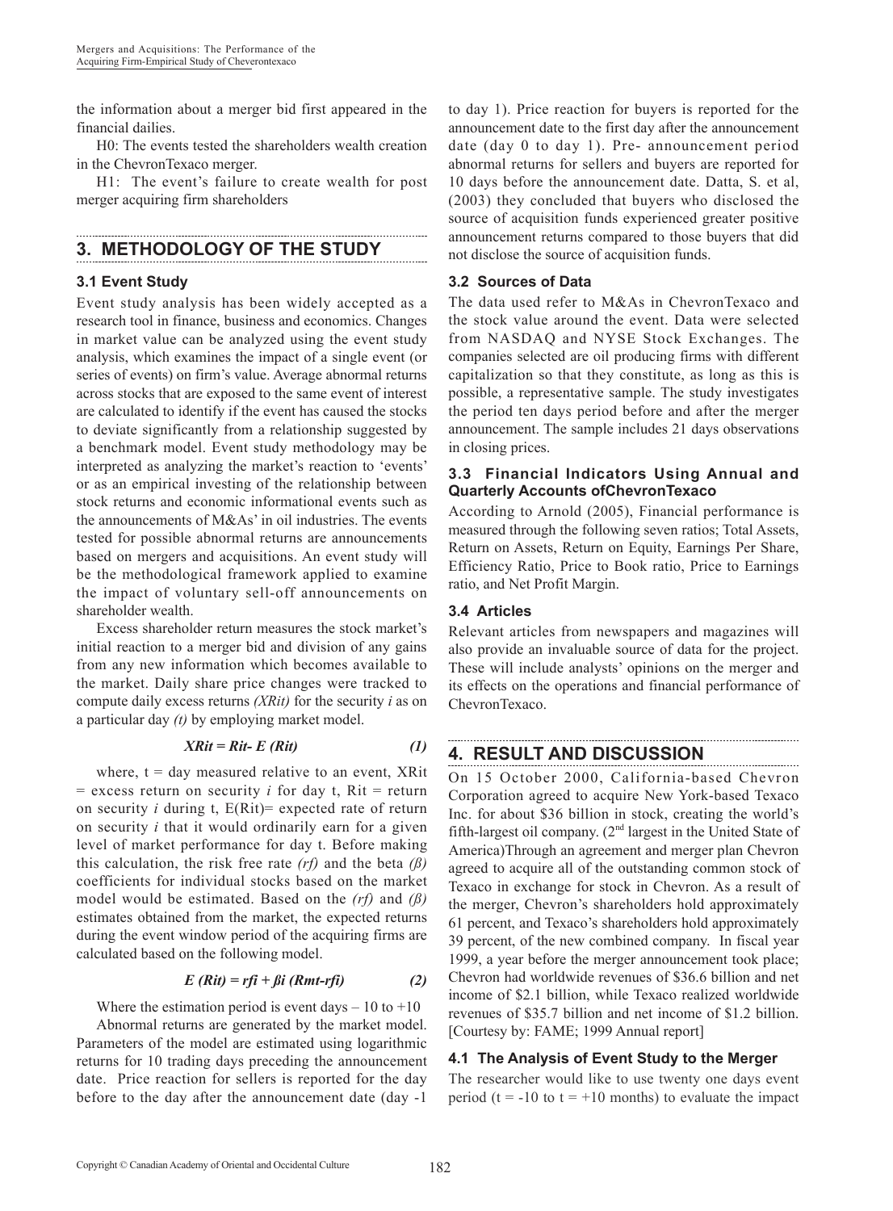the information about a merger bid first appeared in the financial dailies.

H0: The events tested the shareholders wealth creation in the ChevronTexaco merger.

H1: The event's failure to create wealth for post merger acquiring firm shareholders

## 3. METHODOLOGY OF THE STUDY

### 3.1 Event Study

Event study analysis has been widely accepted as a research tool in finance, business and economics. Changes in market value can be analyzed using the event study analysis, which examines the impact of a single event (or series of events) on firm's value. Average abnormal returns across stocks that are exposed to the same event of interest are calculated to identify if the event has caused the stocks to deviate significantly from a relationship suggested by a benchmark model. Event study methodology may be interpreted as analyzing the market's reaction to 'events' or as an empirical investing of the relationship between stock returns and economic informational events such as the announcements of M&As' in oil industries. The events tested for possible abnormal returns are announcements based on mergers and acquisitions. An event study will be the methodological framework applied to examine the impact of voluntary sell-off announcements on shareholder wealth.

Excess shareholder return measures the stock market's initial reaction to a merger bid and division of any gains from any new information which becomes available to the market. Daily share price changes were tracked to compute daily excess returns *(XRit)* for the security *i* as on a particular day *(t)* by employing market model.

$$XRit = Rit - E(Rit) \qquad (1)$$

where, t = day measured relative to an event, XRit = excess return on security *i* for day t, Rit = return on security *i* during t, E(Rit)= expected rate of return on security *i* that it would ordinarily earn for a given level of market performance for day t. Before making this calculation, the risk free rate *(rf)* and the beta *(β)* coefficients for individual stocks based on the market model would be estimated. Based on the *(rf)* and *(β)* estimates obtained from the market, the expected returns during the event window period of the acquiring firms are calculated based on the following model.

$$E(Rit) = rfi + \beta i\,(Rmt - rfi) \qquad (2)$$

Where the estimation period is event days – 10 to +10

Abnormal returns are generated by the market model. Parameters of the model are estimated using logarithmic returns for 10 trading days preceding the announcement date. Price reaction for sellers is reported for the day before to the day after the announcement date (day -1 to day 1). Price reaction for buyers is reported for the announcement date to the first day after the announcement date (day 0 to day 1). Pre- announcement period abnormal returns for sellers and buyers are reported for 10 days before the announcement date. Datta, S. et al, (2003) they concluded that buyers who disclosed the source of acquisition funds experienced greater positive announcement returns compared to those buyers that did not disclose the source of acquisition funds.

### 3.2 Sources of Data

The data used refer to M&As in ChevronTexaco and the stock value around the event. Data were selected from NASDAQ and NYSE Stock Exchanges. The companies selected are oil producing firms with different capitalization so that they constitute, as long as this is possible, a representative sample. The study investigates the period ten days period before and after the merger announcement. The sample includes 21 days observations in closing prices.

### 3.3 Financial Indicators Using Annual and Quarterly Accounts ofChevronTexaco

According to Arnold (2005), Financial performance is measured through the following seven ratios; Total Assets, Return on Assets, Return on Equity, Earnings Per Share, Efficiency Ratio, Price to Book ratio, Price to Earnings ratio, and Net Profit Margin.

### 3.4 Articles

Relevant articles from newspapers and magazines will also provide an invaluable source of data for the project. These will include analysts' opinions on the merger and its effects on the operations and financial performance of ChevronTexaco.

## 4. RESULT AND DISCUSSION

On 15 October 2000, California-based Chevron Corporation agreed to acquire New York-based Texaco Inc. for about $36 billion in stock, creating the world's fifth-largest oil company. (2nd largest in the United State of America)Through an agreement and merger plan Chevron agreed to acquire all of the outstanding common stock of Texaco in exchange for stock in Chevron. As a result of the merger, Chevron's shareholders hold approximately 61 percent, and Texaco's shareholders hold approximately 39 percent, of the new combined company. In fiscal year 1999, a year before the merger announcement took place; Chevron had worldwide revenues of $36.6 billion and net income of $2.1 billion, while Texaco realized worldwide revenues of $35.7 billion and net income of $1.2 billion. [Courtesy by: FAME; 1999 Annual report]

### 4.1 The Analysis of Event Study to the Merger

The researcher would like to use twenty one days event period (t = -10 to t = +10 months) to evaluate the impact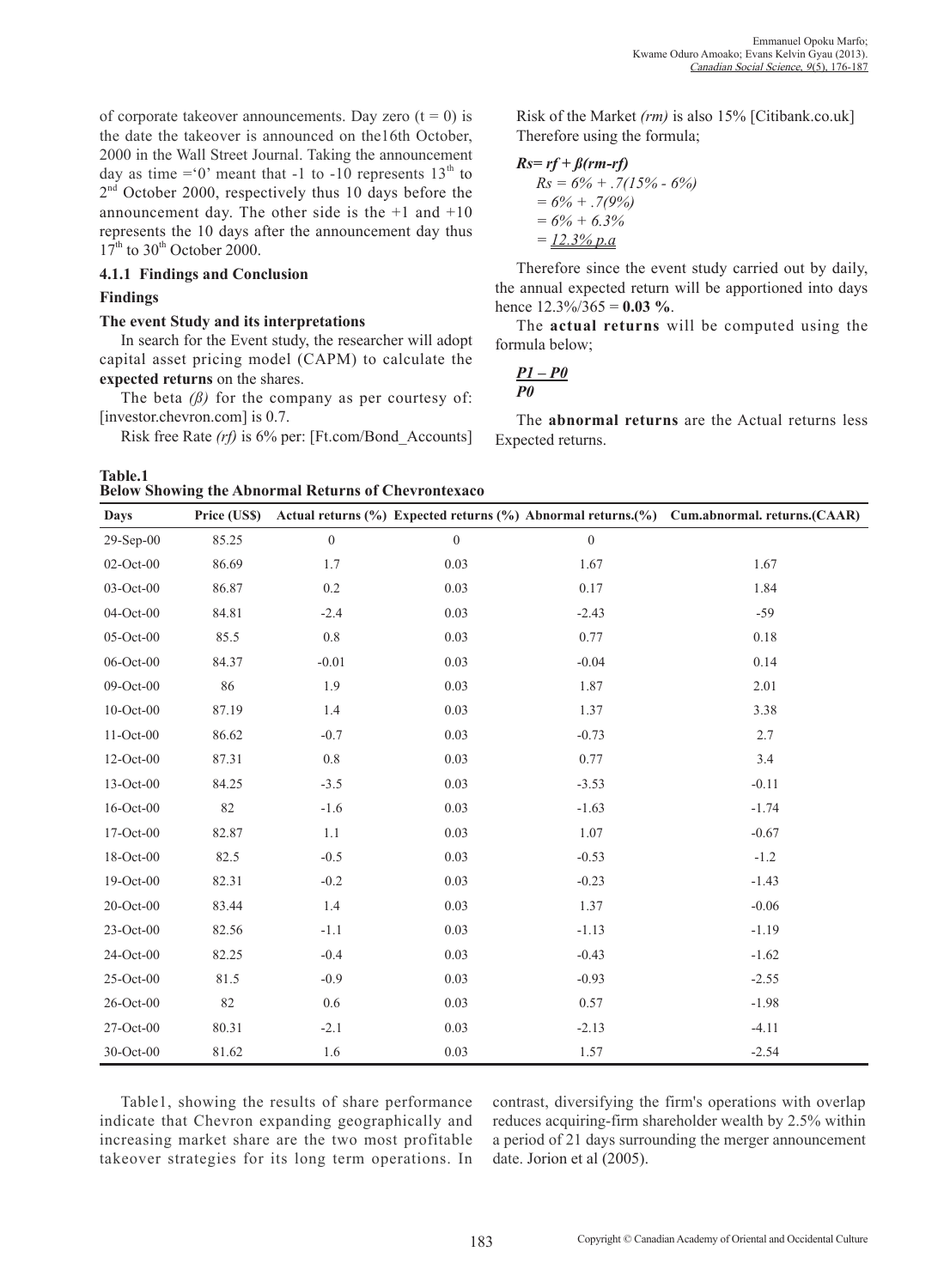of corporate takeover announcements. Day zero ($t = 0$) is the date the takeover is announced on the16th October, 2000 in the Wall Street Journal. Taking the announcement day as time ='0' meant that -1 to -10 represents 13th to 2nd October 2000, respectively thus 10 days before the announcement day. The other side is the +1 and +10 represents the 10 days after the announcement day thus 17th to 30th October 2000.

### 4.1.1 Findings and Conclusion

#### Findings

#### The event Study and its interpretations

In search for the Event study, the researcher will adopt capital asset pricing model (CAPM) to calculate the **expected returns** on the shares.

The beta *(ß)* for the company as per courtesy of: [investor.chevron.com] is 0.7.

Risk free Rate *(rf)* is 6% per: [Ft.com/Bond_Accounts]

Risk of the Market *(rm)* is also 15% [Citibank.co.uk]

Therefore using the formula;

$$Rs = rf + \beta(rm - rf)$$

$$Rs = 6\% + .7(15\% - 6\%)$$
$$= 6\% + .7(9\%)$$
$$= 6\% + 6.3\%$$
$$= \underline{12.3\%\ p.a}$$

Therefore since the event study carried out by daily, the annual expected return will be apportioned into days hence 12.3%/365 = **0.03 %**.

The **actual returns** will be computed using the formula below;

$$\frac{P1 - P0}{P0}$$

The **abnormal returns** are the Actual returns less Expected returns.

**Table.1**
**Below Showing the Abnormal Returns of Chevrontexaco**

| Days | Price (US$) | Actual returns (%) | Expected returns (%) | Abnormal returns.(%) | Cum.abnormal. returns.(CAAR) |
|---|---|---|---|---|---|
| 29-Sep-00 | 85.25 | 0 | 0 | 0 | |
| 02-Oct-00 | 86.69 | 1.7 | 0.03 | 1.67 | 1.67 |
| 03-Oct-00 | 86.87 | 0.2 | 0.03 | 0.17 | 1.84 |
| 04-Oct-00 | 84.81 | -2.4 | 0.03 | -2.43 | -59 |
| 05-Oct-00 | 85.5 | 0.8 | 0.03 | 0.77 | 0.18 |
| 06-Oct-00 | 84.37 | -0.01 | 0.03 | -0.04 | 0.14 |
| 09-Oct-00 | 86 | 1.9 | 0.03 | 1.87 | 2.01 |
| 10-Oct-00 | 87.19 | 1.4 | 0.03 | 1.37 | 3.38 |
| 11-Oct-00 | 86.62 | -0.7 | 0.03 | -0.73 | 2.7 |
| 12-Oct-00 | 87.31 | 0.8 | 0.03 | 0.77 | 3.4 |
| 13-Oct-00 | 84.25 | -3.5 | 0.03 | -3.53 | -0.11 |
| 16-Oct-00 | 82 | -1.6 | 0.03 | -1.63 | -1.74 |
| 17-Oct-00 | 82.87 | 1.1 | 0.03 | 1.07 | -0.67 |
| 18-Oct-00 | 82.5 | -0.5 | 0.03 | -0.53 | -1.2 |
| 19-Oct-00 | 82.31 | -0.2 | 0.03 | -0.23 | -1.43 |
| 20-Oct-00 | 83.44 | 1.4 | 0.03 | 1.37 | -0.06 |
| 23-Oct-00 | 82.56 | -1.1 | 0.03 | -1.13 | -1.19 |
| 24-Oct-00 | 82.25 | -0.4 | 0.03 | -0.43 | -1.62 |
| 25-Oct-00 | 81.5 | -0.9 | 0.03 | -0.93 | -2.55 |
| 26-Oct-00 | 82 | 0.6 | 0.03 | 0.57 | -1.98 |
| 27-Oct-00 | 80.31 | -2.1 | 0.03 | -2.13 | -4.11 |
| 30-Oct-00 | 81.62 | 1.6 | 0.03 | 1.57 | -2.54 |

Table1, showing the results of share performance indicate that Chevron expanding geographically and increasing market share are the two most profitable takeover strategies for its long term operations. In contrast, diversifying the firm's operations with overlap reduces acquiring-firm shareholder wealth by 2.5% within a period of 21 days surrounding the merger announcement date. Jorion et al (2005).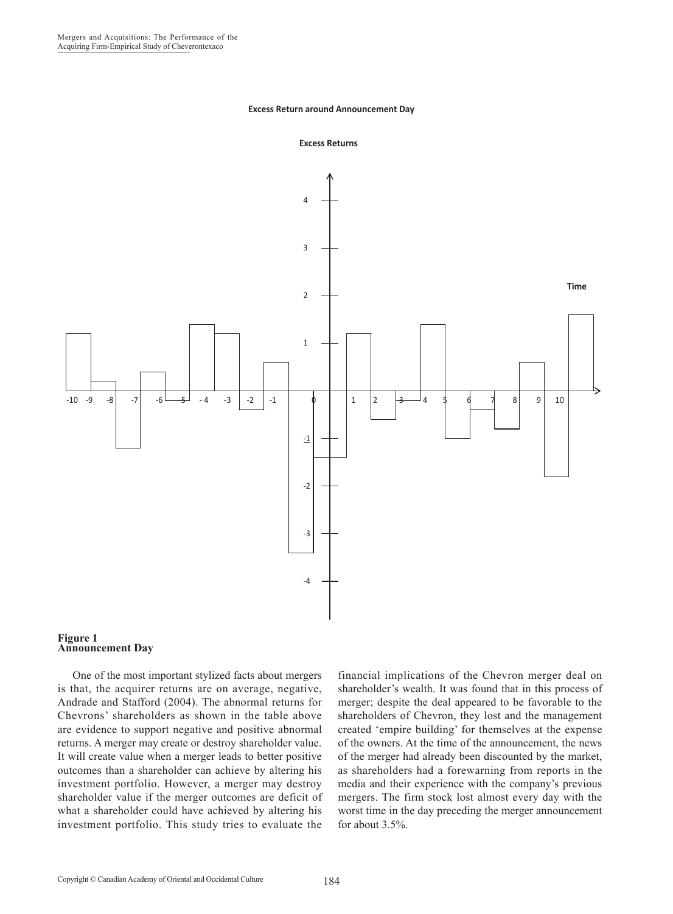**Excess Return around Announcement Day**

**Excess Returns**

**Figure 1**
**Announcement Day**

One of the most important stylized facts about mergers is that, the acquirer returns are on average, negative, Andrade and Stafford (2004). The abnormal returns for Chevrons' shareholders as shown in the table above are evidence to support negative and positive abnormal returns. A merger may create or destroy shareholder value. It will create value when a merger leads to better positive outcomes than a shareholder can achieve by altering his investment portfolio. However, a merger may destroy shareholder value if the merger outcomes are deficit of what a shareholder could have achieved by altering his investment portfolio. This study tries to evaluate the financial implications of the Chevron merger deal on shareholder's wealth. It was found that in this process of merger; despite the deal appeared to be favorable to the shareholders of Chevron, they lost and the management created 'empire building' for themselves at the expense of the owners. At the time of the announcement, the news of the merger had already been discounted by the market, as shareholders had a forewarning from reports in the media and their experience with the company's previous mergers. The firm stock lost almost every day with the worst time in the day preceding the merger announcement for about 3.5%.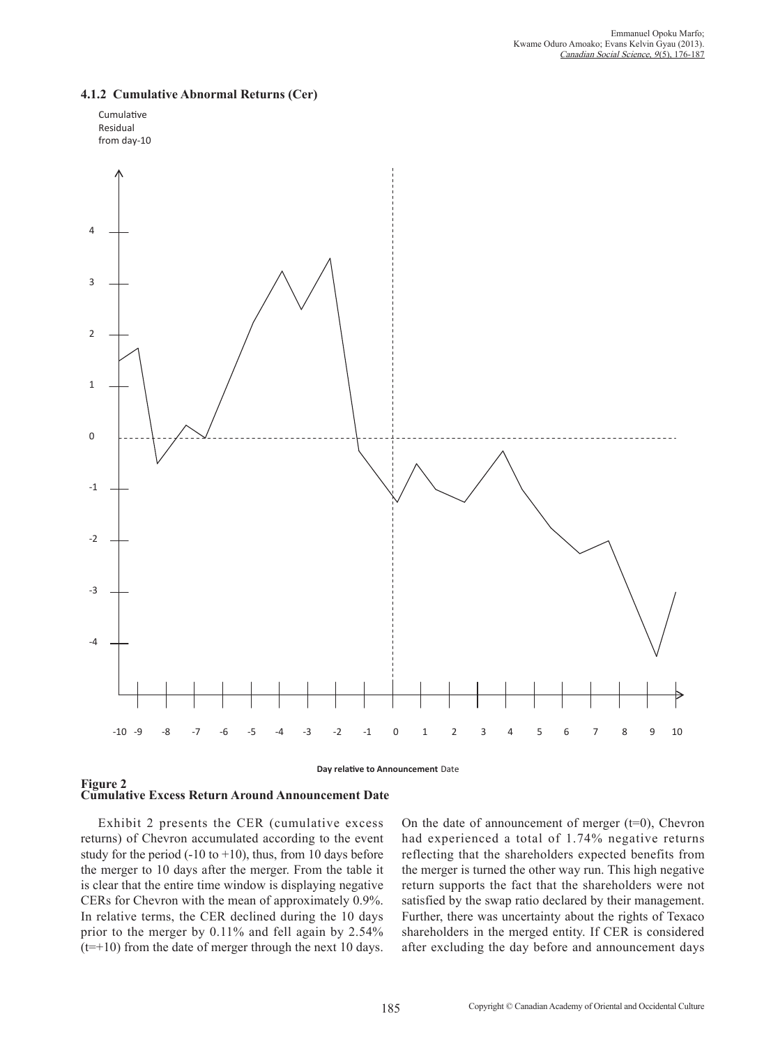### 4.1.2 Cumulative Abnormal Returns (Cer)

Cumulative Residual from day-10

Day relative to Announcement Date

**Figure 2**
**Cumulative Excess Return Around Announcement Date**

Exhibit 2 presents the CER (cumulative excess returns) of Chevron accumulated according to the event study for the period (-10 to +10), thus, from 10 days before the merger to 10 days after the merger. From the table it is clear that the entire time window is displaying negative CERs for Chevron with the mean of approximately 0.9%. In relative terms, the CER declined during the 10 days prior to the merger by 0.11% and fell again by 2.54% (t=+10) from the date of merger through the next 10 days. On the date of announcement of merger (t=0), Chevron had experienced a total of 1.74% negative returns reflecting that the shareholders expected benefits from the merger is turned the other way run. This high negative return supports the fact that the shareholders were not satisfied by the swap ratio declared by their management. Further, there was uncertainty about the rights of Texaco shareholders in the merged entity. If CER is considered after excluding the day before and announcement days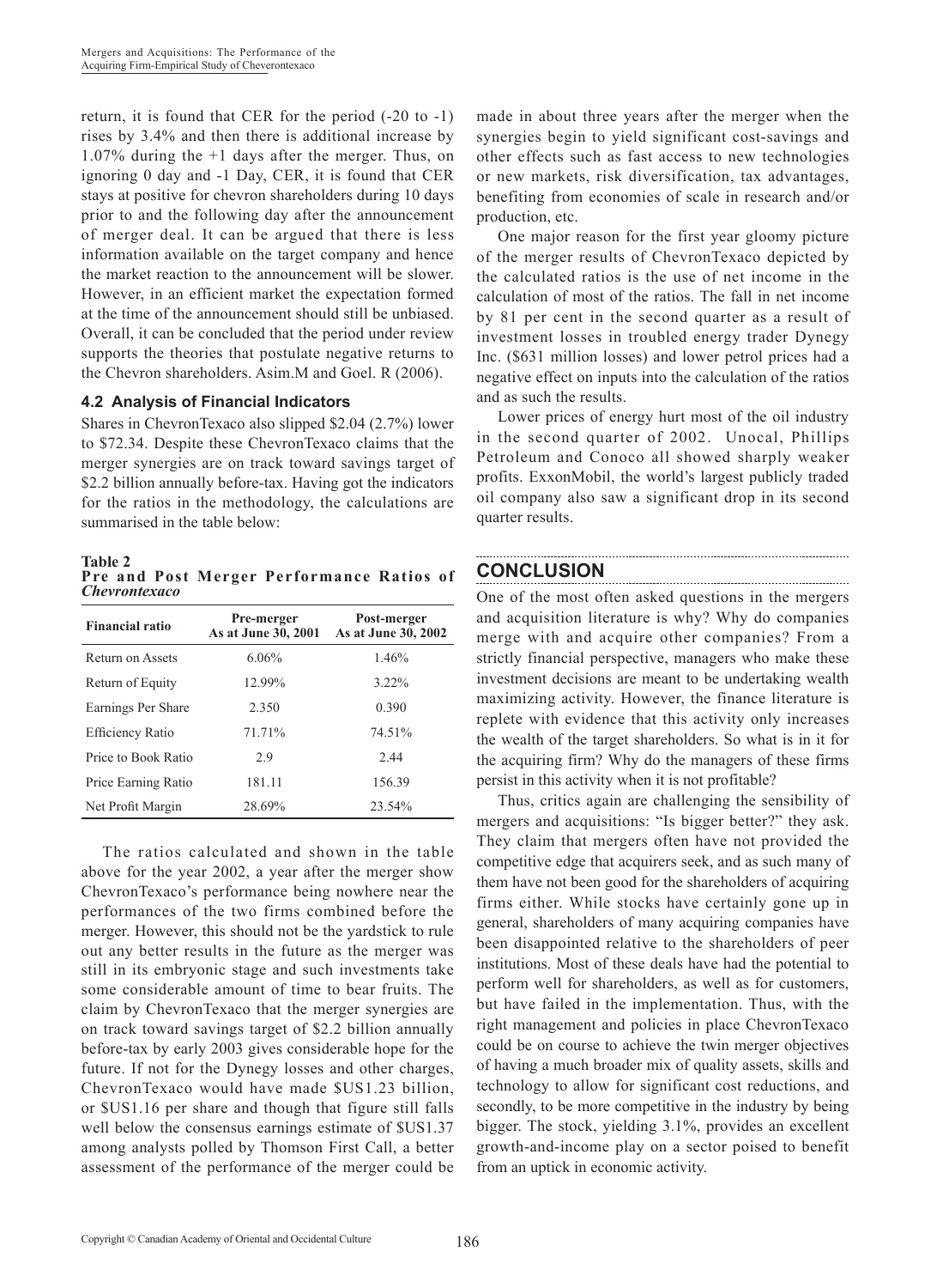return, it is found that CER for the period (-20 to -1) rises by 3.4% and then there is additional increase by 1.07% during the +1 days after the merger. Thus, on ignoring 0 day and -1 Day, CER, it is found that CER stays at positive for chevron shareholders during 10 days prior to and the following day after the announcement of merger deal. It can be argued that there is less information available on the target company and hence the market reaction to the announcement will be slower. However, in an efficient market the expectation formed at the time of the announcement should still be unbiased. Overall, it can be concluded that the period under review supports the theories that postulate negative returns to the Chevron shareholders. Asim.M and Goel. R (2006).

### 4.2 Analysis of Financial Indicators

Shares in ChevronTexaco also slipped $2.04 (2.7%) lower to $72.34. Despite these ChevronTexaco claims that the merger synergies are on track toward savings target of $2.2 billion annually before-tax. Having got the indicators for the ratios in the methodology, the calculations are summarised in the table below:

**Table 2**
**Pre and Post Merger Performance Ratios of *Chevrontexaco***

| Financial ratio | Pre-merger As at June 30, 2001 | Post-merger As at June 30, 2002 |
|---|---|---|
| Return on Assets | 6.06% | 1.46% |
| Return of Equity | 12.99% | 3.22% |
| Earnings Per Share | 2.350 | 0.390 |
| Efficiency Ratio | 71.71% | 74.51% |
| Price to Book Ratio | 2.9 | 2.44 |
| Price Earning Ratio | 181.11 | 156.39 |
| Net Profit Margin | 28.69% | 23.54% |

The ratios calculated and shown in the table above for the year 2002, a year after the merger show ChevronTexaco's performance being nowhere near the performances of the two firms combined before the merger. However, this should not be the yardstick to rule out any better results in the future as the merger was still in its embryonic stage and such investments take some considerable amount of time to bear fruits. The claim by ChevronTexaco that the merger synergies are on track toward savings target of $2.2 billion annually before-tax by early 2003 gives considerable hope for the future. If not for the Dynegy losses and other charges, ChevronTexaco would have made $US1.23 billion, or $US1.16 per share and though that figure still falls well below the consensus earnings estimate of $US1.37 among analysts polled by Thomson First Call, a better assessment of the performance of the merger could be made in about three years after the merger when the synergies begin to yield significant cost-savings and other effects such as fast access to new technologies or new markets, risk diversification, tax advantages, benefiting from economies of scale in research and/or production, etc.

One major reason for the first year gloomy picture of the merger results of ChevronTexaco depicted by the calculated ratios is the use of net income in the calculation of most of the ratios. The fall in net income by 81 per cent in the second quarter as a result of investment losses in troubled energy trader Dynegy Inc. ($631 million losses) and lower petrol prices had a negative effect on inputs into the calculation of the ratios and as such the results.

Lower prices of energy hurt most of the oil industry in the second quarter of 2002. Unocal, Phillips Petroleum and Conoco all showed sharply weaker profits. ExxonMobil, the world's largest publicly traded oil company also saw a significant drop in its second quarter results.

## CONCLUSION

One of the most often asked questions in the mergers and acquisition literature is why? Why do companies merge with and acquire other companies? From a strictly financial perspective, managers who make these investment decisions are meant to be undertaking wealth maximizing activity. However, the finance literature is replete with evidence that this activity only increases the wealth of the target shareholders. So what is in it for the acquiring firm? Why do the managers of these firms persist in this activity when it is not profitable?

Thus, critics again are challenging the sensibility of mergers and acquisitions: "Is bigger better?" they ask. They claim that mergers often have not provided the competitive edge that acquirers seek, and as such many of them have not been good for the shareholders of acquiring firms either. While stocks have certainly gone up in general, shareholders of many acquiring companies have been disappointed relative to the shareholders of peer institutions. Most of these deals have had the potential to perform well for shareholders, as well as for customers, but have failed in the implementation. Thus, with the right management and policies in place ChevronTexaco could be on course to achieve the twin merger objectives of having a much broader mix of quality assets, skills and technology to allow for significant cost reductions, and secondly, to be more competitive in the industry by being bigger. The stock, yielding 3.1%, provides an excellent growth-and-income play on a sector poised to benefit from an uptick in economic activity.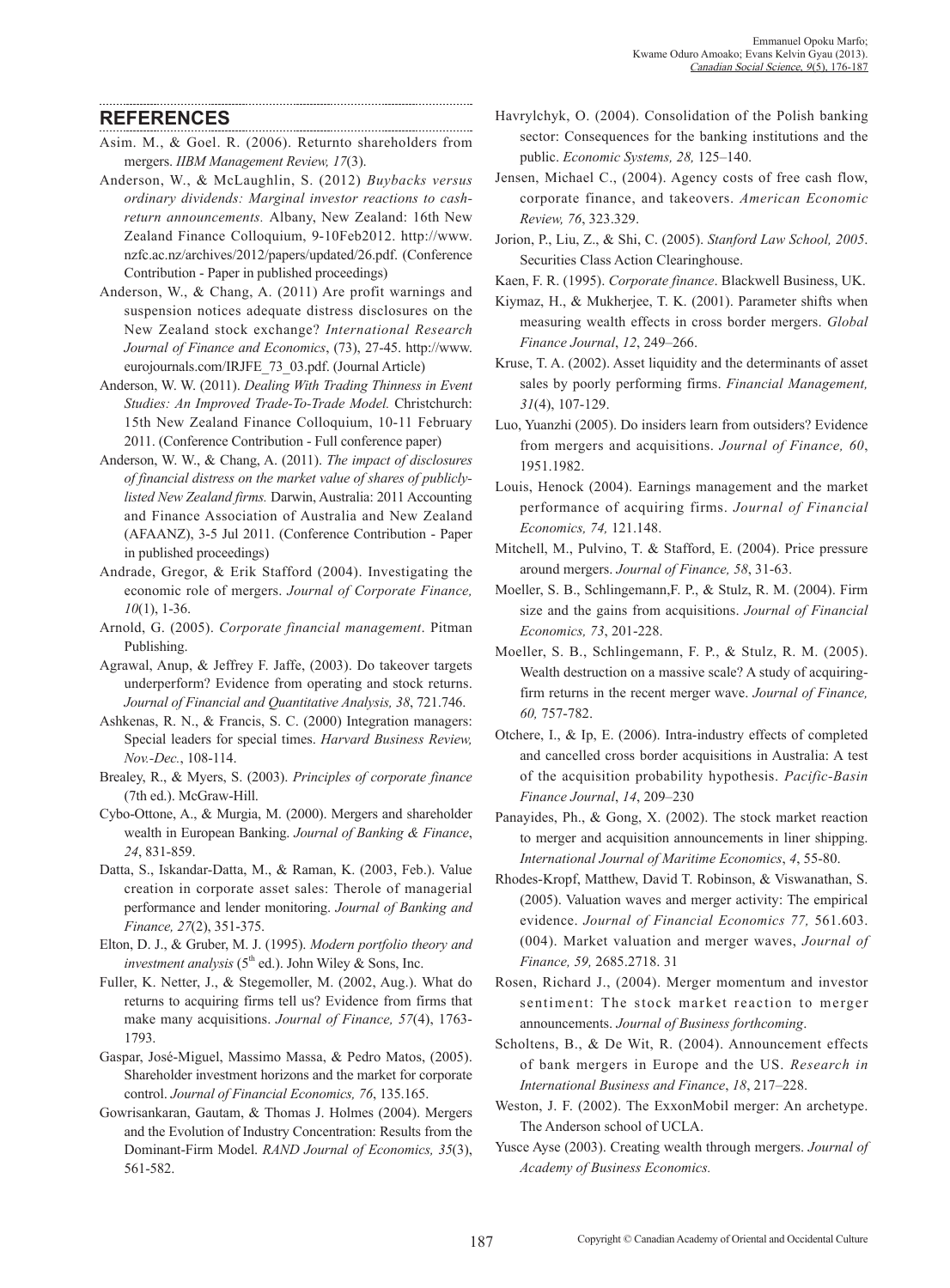## REFERENCES

Asim. M., & Goel. R. (2006). Returnto shareholders from mergers. *IIBM Management Review, 17*(3).

Anderson, W., & McLaughlin, S. (2012) *Buybacks versus ordinary dividends: Marginal investor reactions to cash-return announcements.* Albany, New Zealand: 16th New Zealand Finance Colloquium, 9-10Feb2012. http://www.nzfc.ac.nz/archives/2012/papers/updated/26.pdf. (Conference Contribution - Paper in published proceedings)

Anderson, W., & Chang, A. (2011) Are profit warnings and suspension notices adequate distress disclosures on the New Zealand stock exchange? *International Research Journal of Finance and Economics*, (73), 27-45. http://www.eurojournals.com/IRJFE_73_03.pdf. (Journal Article)

Anderson, W. W. (2011). *Dealing With Trading Thinness in Event Studies: An Improved Trade-To-Trade Model.* Christchurch: 15th New Zealand Finance Colloquium, 10-11 February 2011. (Conference Contribution - Full conference paper)

Anderson, W. W., & Chang, A. (2011). *The impact of disclosures of financial distress on the market value of shares of publicly-listed New Zealand firms.* Darwin, Australia: 2011 Accounting and Finance Association of Australia and New Zealand (AFAANZ), 3-5 Jul 2011. (Conference Contribution - Paper in published proceedings)

Andrade, Gregor, & Erik Stafford (2004). Investigating the economic role of mergers. *Journal of Corporate Finance, 10*(1), 1-36.

Arnold, G. (2005). *Corporate financial management*. Pitman Publishing.

Agrawal, Anup, & Jeffrey F. Jaffe, (2003). Do takeover targets underperform? Evidence from operating and stock returns. *Journal of Financial and Quantitative Analysis, 38*, 721.746.

Ashkenas, R. N., & Francis, S. C. (2000) Integration managers: Special leaders for special times. *Harvard Business Review, Nov.-Dec.*, 108-114.

Brealey, R., & Myers, S. (2003). *Principles of corporate finance* (7th ed.). McGraw-Hill.

Cybo-Ottone, A., & Murgia, M. (2000). Mergers and shareholder wealth in European Banking. *Journal of Banking & Finance*, *24*, 831-859.

Datta, S., Iskandar-Datta, M., & Raman, K. (2003, Feb.). Value creation in corporate asset sales: Therole of managerial performance and lender monitoring. *Journal of Banking and Finance, 27*(2), 351-375.

Elton, D. J., & Gruber, M. J. (1995). *Modern portfolio theory and investment analysis* (5th ed.). John Wiley & Sons, Inc.

Fuller, K. Netter, J., & Stegemoller, M. (2002, Aug.). What do returns to acquiring firms tell us? Evidence from firms that make many acquisitions. *Journal of Finance, 57*(4), 1763-1793.

Gaspar, José-Miguel, Massimo Massa, & Pedro Matos, (2005). Shareholder investment horizons and the market for corporate control. *Journal of Financial Economics, 76*, 135.165.

Gowrisankaran, Gautam, & Thomas J. Holmes (2004). Mergers and the Evolution of Industry Concentration: Results from the Dominant-Firm Model. *RAND Journal of Economics, 35*(3), 561-582.

Havrylchyk, O. (2004). Consolidation of the Polish banking sector: Consequences for the banking institutions and the public. *Economic Systems, 28,* 125–140.

Jensen, Michael C., (2004). Agency costs of free cash flow, corporate finance, and takeovers. *American Economic Review, 76*, 323.329.

Jorion, P., Liu, Z., & Shi, C. (2005). *Stanford Law School, 2005*. Securities Class Action Clearinghouse.

Kaen, F. R. (1995). *Corporate finance*. Blackwell Business, UK.

Kiymaz, H., & Mukherjee, T. K. (2001). Parameter shifts when measuring wealth effects in cross border mergers. *Global Finance Journal*, *12*, 249–266.

Kruse, T. A. (2002). Asset liquidity and the determinants of asset sales by poorly performing firms. *Financial Management, 31*(4), 107-129.

Luo, Yuanzhi (2005). Do insiders learn from outsiders? Evidence from mergers and acquisitions. *Journal of Finance, 60*, 1951.1982.

Louis, Henock (2004). Earnings management and the market performance of acquiring firms. *Journal of Financial Economics, 74,* 121.148.

Mitchell, M., Pulvino, T. & Stafford, E. (2004). Price pressure around mergers. *Journal of Finance, 58*, 31-63.

Moeller, S. B., Schlingemann,F. P., & Stulz, R. M. (2004). Firm size and the gains from acquisitions. *Journal of Financial Economics, 73*, 201-228.

Moeller, S. B., Schlingemann, F. P., & Stulz, R. M. (2005). Wealth destruction on a massive scale? A study of acquiring-firm returns in the recent merger wave. *Journal of Finance, 60,* 757-782.

Otchere, I., & Ip, E. (2006). Intra-industry effects of completed and cancelled cross border acquisitions in Australia: A test of the acquisition probability hypothesis. *Pacific-Basin Finance Journal*, *14*, 209–230

Panayides, Ph., & Gong, X. (2002). The stock market reaction to merger and acquisition announcements in liner shipping. *International Journal of Maritime Economics*, *4*, 55-80.

Rhodes-Kropf, Matthew, David T. Robinson, & Viswanathan, S. (2005). Valuation waves and merger activity: The empirical evidence. *Journal of Financial Economics 77,* 561.603. (004). Market valuation and merger waves, *Journal of Finance, 59,* 2685.2718. 31

Rosen, Richard J., (2004). Merger momentum and investor sentiment: The stock market reaction to merger announcements. *Journal of Business forthcoming*.

Scholtens, B., & De Wit, R. (2004). Announcement effects of bank mergers in Europe and the US. *Research in International Business and Finance*, *18*, 217–228.

Weston, J. F. (2002). The ExxonMobil merger: An archetype. The Anderson school of UCLA.

Yusce Ayse (2003). Creating wealth through mergers. *Journal of Academy of Business Economics.*